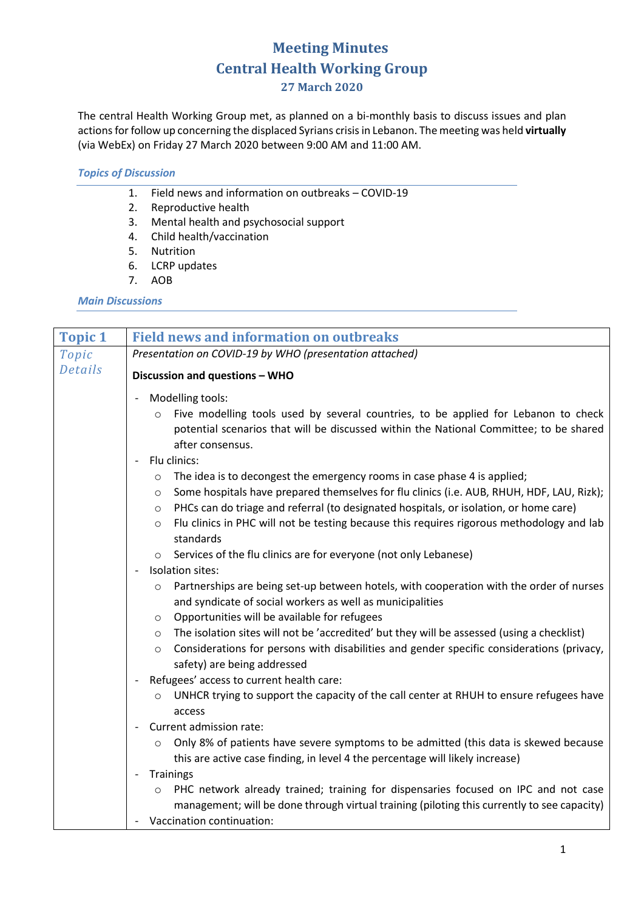# Meeting Minutes
# Central Health Working Group
### 27 March 2020

The central Health Working Group met, as planned on a bi-monthly basis to discuss issues and plan actions for follow up concerning the displaced Syrians crisis in Lebanon. The meeting was held **virtually** (via WebEx) on Friday 27 March 2020 between 9:00 AM and 11:00 AM.

***Topics of Discussion***

1. Field news and information on outbreaks – COVID-19
2. Reproductive health
3. Mental health and psychosocial support
4. Child health/vaccination
5. Nutrition
6. LCRP updates
7. AOB

***Main Discussions***

| Topic 1 | Field news and information on outbreaks |
|---|---|
| *Topic Details* | *Presentation on COVID-19 by WHO (presentation attached)*<br><br>**Discussion and questions – WHO**<br><br>- Modelling tools:<br>  ○ Five modelling tools used by several countries, to be applied for Lebanon to check potential scenarios that will be discussed within the National Committee; to be shared after consensus.<br>- Flu clinics:<br>  ○ The idea is to decongest the emergency rooms in case phase 4 is applied;<br>  ○ Some hospitals have prepared themselves for flu clinics (i.e. AUB, RHUH, HDF, LAU, Rizk);<br>  ○ PHCs can do triage and referral (to designated hospitals, or isolation, or home care)<br>  ○ Flu clinics in PHC will not be testing because this requires rigorous methodology and lab standards<br>  ○ Services of the flu clinics are for everyone (not only Lebanese)<br>- Isolation sites:<br>  ○ Partnerships are being set-up between hotels, with cooperation with the order of nurses and syndicate of social workers as well as municipalities<br>  ○ Opportunities will be available for refugees<br>  ○ The isolation sites will not be 'accredited' but they will be assessed (using a checklist)<br>  ○ Considerations for persons with disabilities and gender specific considerations (privacy, safety) are being addressed<br>- Refugees' access to current health care:<br>  ○ UNHCR trying to support the capacity of the call center at RHUH to ensure refugees have access<br>- Current admission rate:<br>  ○ Only 8% of patients have severe symptoms to be admitted (this data is skewed because this are active case finding, in level 4 the percentage will likely increase)<br>- Trainings<br>  ○ PHC network already trained; training for dispensaries focused on IPC and not case management; will be done through virtual training (piloting this currently to see capacity)<br>- Vaccination continuation: |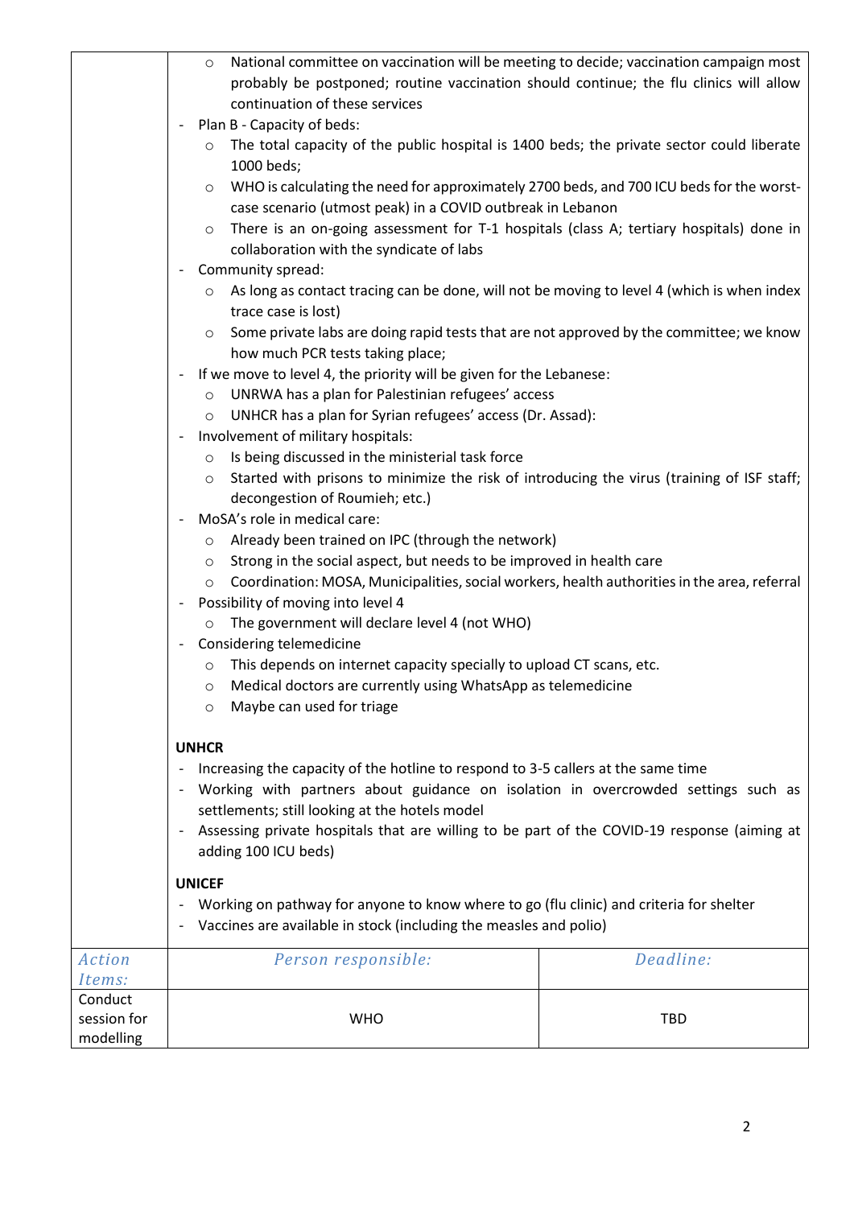- National committee on vaccination will be meeting to decide; vaccination campaign most probably be postponed; routine vaccination should continue; the flu clinics will allow continuation of these services

- Plan B - Capacity of beds:
  - The total capacity of the public hospital is 1400 beds; the private sector could liberate 1000 beds;
  - WHO is calculating the need for approximately 2700 beds, and 700 ICU beds for the worst-case scenario (utmost peak) in a COVID outbreak in Lebanon
  - There is an on-going assessment for T-1 hospitals (class A; tertiary hospitals) done in collaboration with the syndicate of labs
- Community spread:
  - As long as contact tracing can be done, will not be moving to level 4 (which is when index trace case is lost)
  - Some private labs are doing rapid tests that are not approved by the committee; we know how much PCR tests taking place;
- If we move to level 4, the priority will be given for the Lebanese:
  - UNRWA has a plan for Palestinian refugees' access
  - UNHCR has a plan for Syrian refugees' access (Dr. Assad):
- Involvement of military hospitals:
  - Is being discussed in the ministerial task force
  - Started with prisons to minimize the risk of introducing the virus (training of ISF staff; decongestion of Roumieh; etc.)
- MoSA's role in medical care:
  - Already been trained on IPC (through the network)
  - Strong in the social aspect, but needs to be improved in health care
  - Coordination: MOSA, Municipalities, social workers, health authorities in the area, referral
- Possibility of moving into level 4
  - The government will declare level 4 (not WHO)
- Considering telemedicine
  - This depends on internet capacity specially to upload CT scans, etc.
  - Medical doctors are currently using WhatsApp as telemedicine
  - Maybe can used for triage

**UNHCR**

- Increasing the capacity of the hotline to respond to 3-5 callers at the same time
- Working with partners about guidance on isolation in overcrowded settings such as settlements; still looking at the hotels model
- Assessing private hospitals that are willing to be part of the COVID-19 response (aiming at adding 100 ICU beds)

**UNICEF**

- Working on pathway for anyone to know where to go (flu clinic) and criteria for shelter
- Vaccines are available in stock (including the measles and polio)

| *Action Items:* | *Person responsible:* | *Deadline:* |
|---|---|---|
| Conduct session for modelling | WHO | TBD |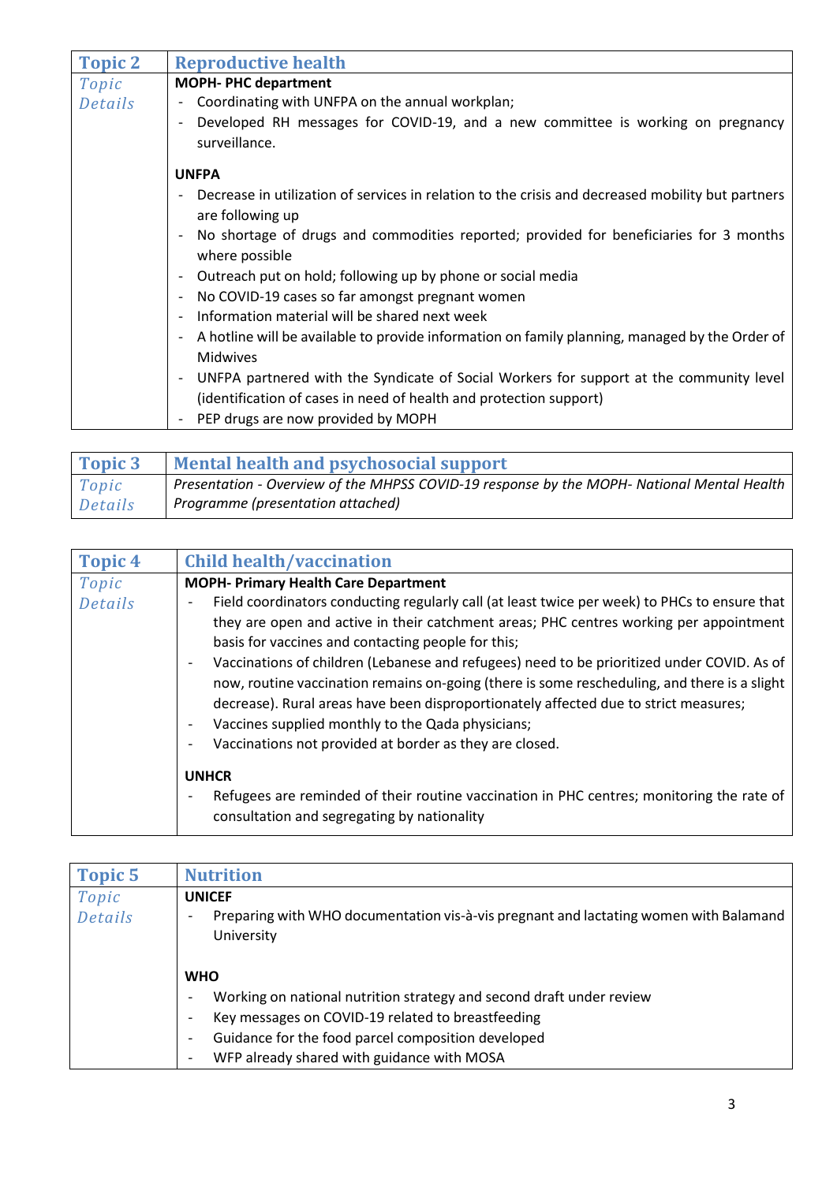| Topic 2 | Reproductive health |
|---|---|
| *Topic Details* | **MOPH- PHC department**<br>- Coordinating with UNFPA on the annual workplan;<br>- Developed RH messages for COVID-19, and a new committee is working on pregnancy surveillance.<br><br>**UNFPA**<br>- Decrease in utilization of services in relation to the crisis and decreased mobility but partners are following up<br>- No shortage of drugs and commodities reported; provided for beneficiaries for 3 months where possible<br>- Outreach put on hold; following up by phone or social media<br>- No COVID-19 cases so far amongst pregnant women<br>- Information material will be shared next week<br>- A hotline will be available to provide information on family planning, managed by the Order of Midwives<br>- UNFPA partnered with the Syndicate of Social Workers for support at the community level (identification of cases in need of health and protection support)<br>- PEP drugs are now provided by MOPH |

| Topic 3 | Mental health and psychosocial support |
|---|---|
| *Topic Details* | *Presentation - Overview of the MHPSS COVID-19 response by the MOPH- National Mental Health Programme (presentation attached)* |

| Topic 4 | Child health/vaccination |
|---|---|
| *Topic Details* | **MOPH- Primary Health Care Department**<br>- Field coordinators conducting regularly call (at least twice per week) to PHCs to ensure that they are open and active in their catchment areas; PHC centres working per appointment basis for vaccines and contacting people for this;<br>- Vaccinations of children (Lebanese and refugees) need to be prioritized under COVID. As of now, routine vaccination remains on-going (there is some rescheduling, and there is a slight decrease). Rural areas have been disproportionately affected due to strict measures;<br>- Vaccines supplied monthly to the Qada physicians;<br>- Vaccinations not provided at border as they are closed.<br><br>**UNHCR**<br>- Refugees are reminded of their routine vaccination in PHC centres; monitoring the rate of consultation and segregating by nationality |

| Topic 5 | Nutrition |
|---|---|
| *Topic Details* | **UNICEF**<br>- Preparing with WHO documentation vis-à-vis pregnant and lactating women with Balamand University<br><br>**WHO**<br>- Working on national nutrition strategy and second draft under review<br>- Key messages on COVID-19 related to breastfeeding<br>- Guidance for the food parcel composition developed<br>- WFP already shared with guidance with MOSA |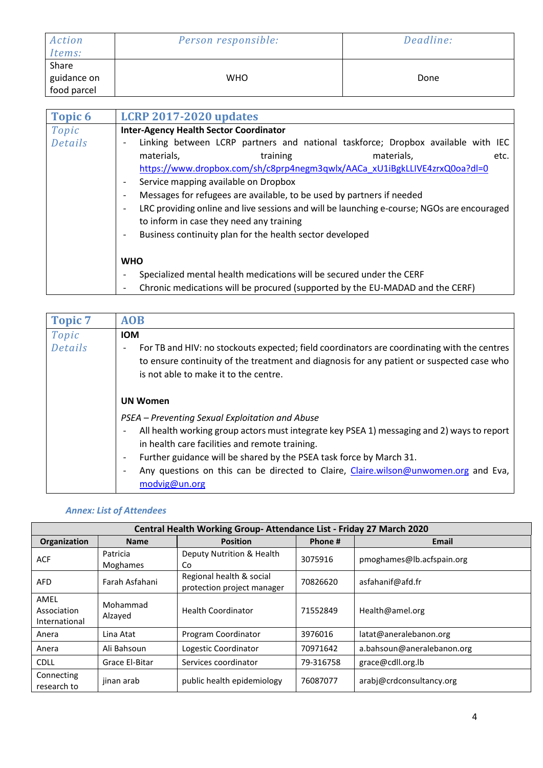| Action Items: | Person responsible: | Deadline: |
|---|---|---|
| Share guidance on food parcel | WHO | Done |

| Topic 6 | LCRP 2017-2020 updates |
|---|---|
| Topic Details | **Inter-Agency Health Sector Coordinator**<br>- Linking between LCRP partners and national taskforce; Dropbox available with IEC materials, training materials, etc. https://www.dropbox.com/sh/c8prp4negm3qwlx/AACa_xU1iBgkLLIVE4zrxQ0oa?dl=0<br>- Service mapping available on Dropbox<br>- Messages for refugees are available, to be used by partners if needed<br>- LRC providing online and live sessions and will be launching e-course; NGOs are encouraged to inform in case they need any training<br>- Business continuity plan for the health sector developed<br><br>**WHO**<br>- Specialized mental health medications will be secured under the CERF<br>- Chronic medications will be procured (supported by the EU-MADAD and the CERF) |

| Topic 7 | AOB |
|---|---|
| Topic Details | **IOM**<br>- For TB and HIV: no stockouts expected; field coordinators are coordinating with the centres to ensure continuity of the treatment and diagnosis for any patient or suspected case who is not able to make it to the centre.<br><br>**UN Women**<br>*PSEA – Preventing Sexual Exploitation and Abuse*<br>- All health working group actors must integrate key PSEA 1) messaging and 2) ways to report in health care facilities and remote training.<br>- Further guidance will be shared by the PSEA task force by March 31.<br>- Any questions on this can be directed to Claire, Claire.wilson@unwomen.org and Eva, modvig@un.org |

*Annex: List of Attendees*

| Central Health Working Group- Attendance List - Friday 27 March 2020 | | | | |
|---|---|---|---|---|
| **Organization** | **Name** | **Position** | **Phone #** | **Email** |
| ACF | Patricia Moghames | Deputy Nutrition & Health Co | 3075916 | pmoghames@lb.acfspain.org |
| AFD | Farah Asfahani | Regional health & social protection project manager | 70826620 | asfahanif@afd.fr |
| AMEL Association International | Mohammad Alzayed | Health Coordinator | 71552849 | Health@amel.org |
| Anera | Lina Atat | Program Coordinator | 3976016 | latat@aneralebanon.org |
| Anera | Ali Bahsoun | Logestic Coordinator | 70971642 | a.bahsoun@aneralebanon.org |
| CDLL | Grace El-Bitar | Services coordinator | 79-316758 | grace@cdll.org.lb |
| Connecting research to | jinan arab | public health epidemiology | 76087077 | arabj@crdconsultancy.org |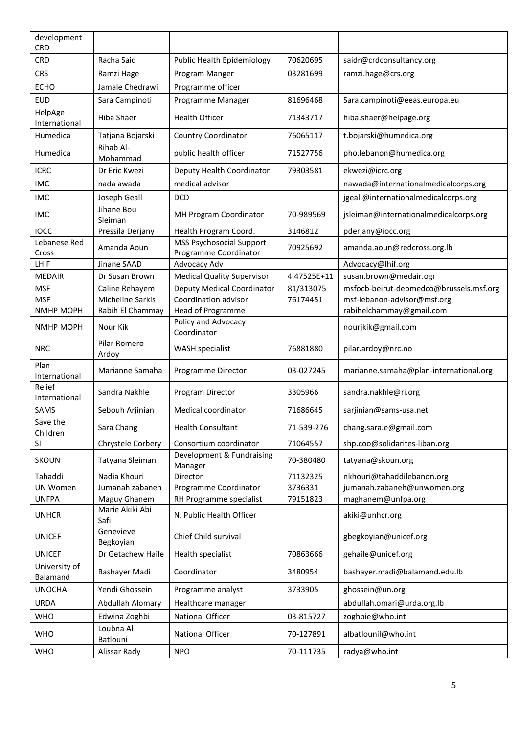| | | | | |
|---|---|---|---|---|
| development CRD | | | | |
| CRD | Racha Said | Public Health Epidemiology | 70620695 | saidr@crdconsultancy.org |
| CRS | Ramzi Hage | Program Manger | 03281699 | ramzi.hage@crs.org |
| ECHO | Jamale Chedrawi | Programme officer | | |
| EUD | Sara Campinoti | Programme Manager | 81696468 | Sara.campinoti@eeas.europa.eu |
| HelpAge International | Hiba Shaer | Health Officer | 71343717 | hiba.shaer@helpage.org |
| Humedica | Tatjana Bojarski | Country Coordinator | 76065117 | t.bojarski@humedica.org |
| Humedica | Rihab Al-Mohammad | public health officer | 71527756 | pho.lebanon@humedica.org |
| ICRC | Dr Eric Kwezi | Deputy Health Coordinator | 79303581 | ekwezi@icrc.org |
| IMC | nada awada | medical advisor | | nawada@internationalmedicalcorps.org |
| IMC | Joseph Geall | DCD | | jgeall@internationalmedicalcorps.org |
| IMC | Jihane Bou Sleiman | MH Program Coordinator | 70-989569 | jsleiman@internationalmedicalcorps.org |
| IOCC | Pressila Derjany | Health Program Coord. | 3146812 | pderjany@iocc.org |
| Lebanese Red Cross | Amanda Aoun | MSS Psychosocial Support Programme Coordinator | 70925692 | amanda.aoun@redcross.org.lb |
| LHIF | Jinane SAAD | Advocacy Adv | | Advocacy@lhif.org |
| MEDAIR | Dr Susan Brown | Medical Quality Supervisor | 4.47525E+11 | susan.brown@medair.ogr |
| MSF | Caline Rehayem | Deputy Medical Coordinator | 81/313075 | msfocb-beirut-depmedco@brussels.msf.org |
| MSF | Micheline Sarkis | Coordination advisor | 76174451 | msf-lebanon-advisor@msf.org |
| NMHP MOPH | Rabih El Chammay | Head of Programme | | rabihelchammay@gmail.com |
| NMHP MOPH | Nour Kik | Policy and Advocacy Coordinator | | nourjkik@gmail.com |
| NRC | Pilar Romero Ardoy | WASH specialist | 76881880 | pilar.ardoy@nrc.no |
| Plan International | Marianne Samaha | Programme Director | 03-027245 | marianne.samaha@plan-international.org |
| Relief International | Sandra Nakhle | Program Director | 3305966 | sandra.nakhle@ri.org |
| SAMS | Sebouh Arjinian | Medical coordinator | 71686645 | sarjinian@sams-usa.net |
| Save the Children | Sara Chang | Health Consultant | 71-539-276 | chang.sara.e@gmail.com |
| SI | Chrystele Corbery | Consortium coordinator | 71064557 | shp.coo@solidarites-liban.org |
| SKOUN | Tatyana Sleiman | Development & Fundraising Manager | 70-380480 | tatyana@skoun.org |
| Tahaddi | Nadia Khouri | Director | 71132325 | nkhouri@tahaddilebanon.org |
| UN Women | Jumanah zabaneh | Programme Coordinator | 3736331 | jumanah.zabaneh@unwomen.org |
| UNFPA | Maguy Ghanem | RH Programme specialist | 79151823 | maghanem@unfpa.org |
| UNHCR | Marie Akiki Abi Safi | N. Public Health Officer | | akiki@unhcr.org |
| UNICEF | Genevieve Begkoyian | Chief Child survival | | gbegkoyian@unicef.org |
| UNICEF | Dr Getachew Haile | Health specialist | 70863666 | gehaile@unicef.org |
| University of Balamand | Bashayer Madi | Coordinator | 3480954 | bashayer.madi@balamand.edu.lb |
| UNOCHA | Yendi Ghossein | Programme analyst | 3733905 | ghossein@un.org |
| URDA | Abdullah Alomary | Healthcare manager | | abdullah.omari@urda.org.lb |
| WHO | Edwina Zoghbi | National Officer | 03-815727 | zoghbie@who.int |
| WHO | Loubna Al Batlouni | National Officer | 70-127891 | albatlounil@who.int |
| WHO | Alissar Rady | NPO | 70-111735 | radya@who.int |